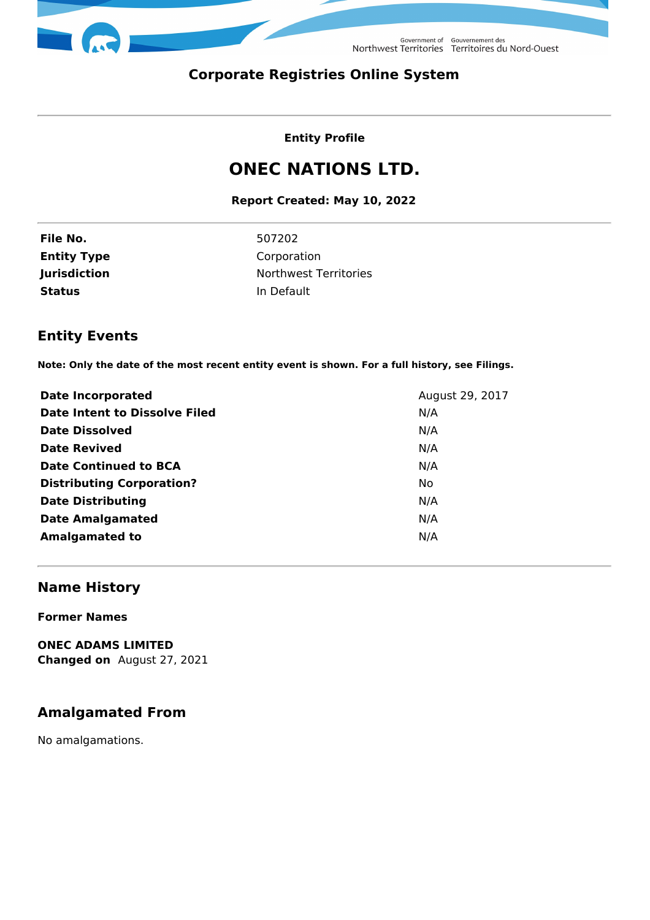Government of Northwest Territories | Gouvernement des Territoires du Nord-Ouest

# Corporate Registries Online System

**Entity Profile**

## ONEC NATIONS LTD.

**Report Created: May 10, 2022**

| | |
|---|---|
| **File No.** | 507202 |
| **Entity Type** | Corporation |
| **Jurisdiction** | Northwest Territories |
| **Status** | In Default |

## Entity Events

**Note: Only the date of the most recent entity event is shown. For a full history, see Filings.**

| | |
|---|---|
| **Date Incorporated** | August 29, 2017 |
| **Date Intent to Dissolve Filed** | N/A |
| **Date Dissolved** | N/A |
| **Date Revived** | N/A |
| **Date Continued to BCA** | N/A |
| **Distributing Corporation?** | No |
| **Date Distributing** | N/A |
| **Date Amalgamated** | N/A |
| **Amalgamated to** | N/A |

## Name History

**Former Names**

**ONEC ADAMS LIMITED**
**Changed on** August 27, 2021

## Amalgamated From

No amalgamations.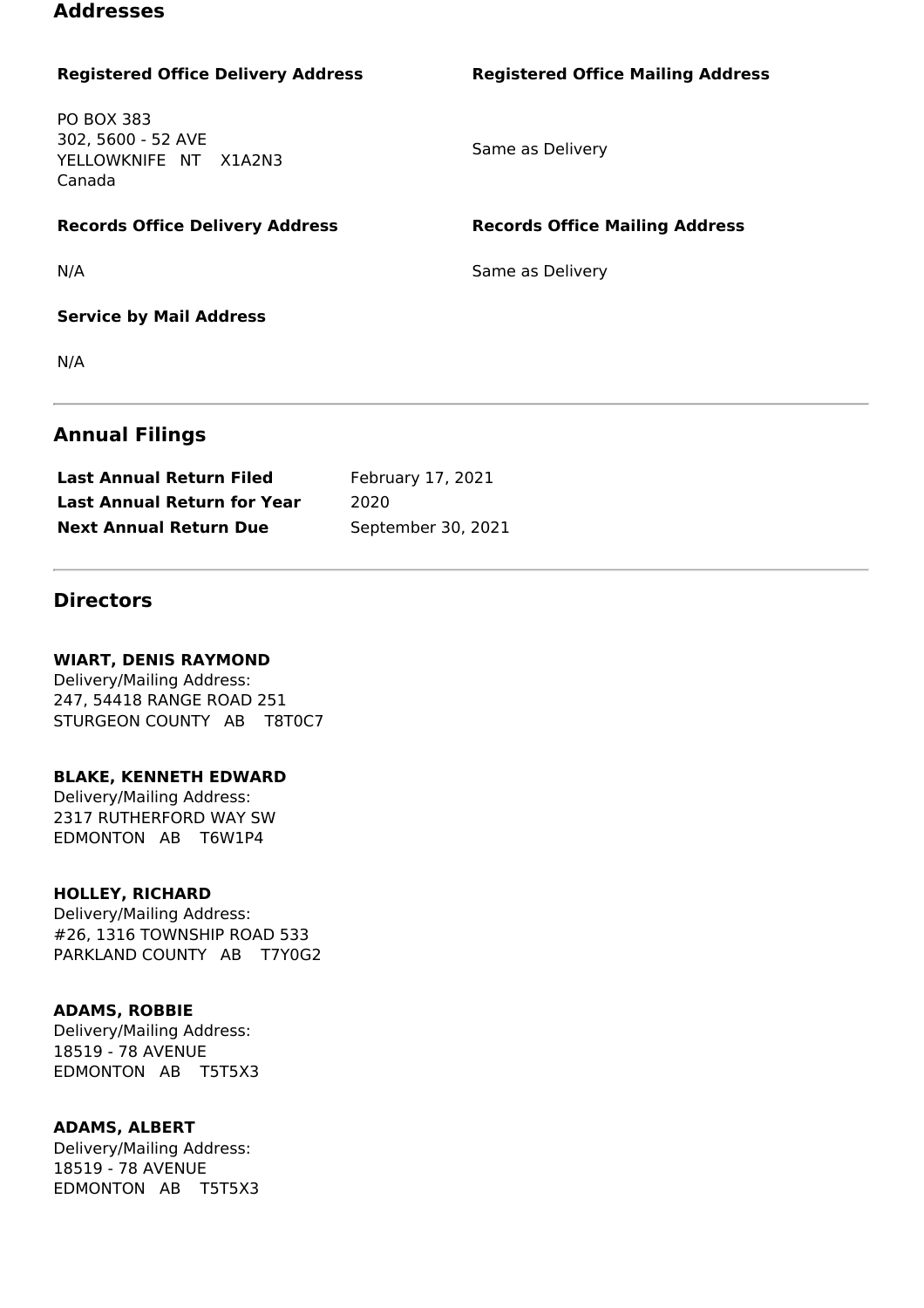## Addresses

| Registered Office Delivery Address | Registered Office Mailing Address |
| --- | --- |
| PO BOX 383<br>302, 5600 - 52 AVE<br>YELLOWKNIFE NT X1A2N3<br>Canada | Same as Delivery |

| Records Office Delivery Address | Records Office Mailing Address |
| --- | --- |
| N/A | Same as Delivery |

**Service by Mail Address**

N/A

## Annual Filings

| | |
| --- | --- |
| **Last Annual Return Filed** | February 17, 2021 |
| **Last Annual Return for Year** | 2020 |
| **Next Annual Return Due** | September 30, 2021 |

## Directors

**WIART, DENIS RAYMOND**
Delivery/Mailing Address:
247, 54418 RANGE ROAD 251
STURGEON COUNTY AB T8T0C7

**BLAKE, KENNETH EDWARD**
Delivery/Mailing Address:
2317 RUTHERFORD WAY SW
EDMONTON AB T6W1P4

**HOLLEY, RICHARD**
Delivery/Mailing Address:
#26, 1316 TOWNSHIP ROAD 533
PARKLAND COUNTY AB T7Y0G2

**ADAMS, ROBBIE**
Delivery/Mailing Address:
18519 - 78 AVENUE
EDMONTON AB T5T5X3

**ADAMS, ALBERT**
Delivery/Mailing Address:
18519 - 78 AVENUE
EDMONTON AB T5T5X3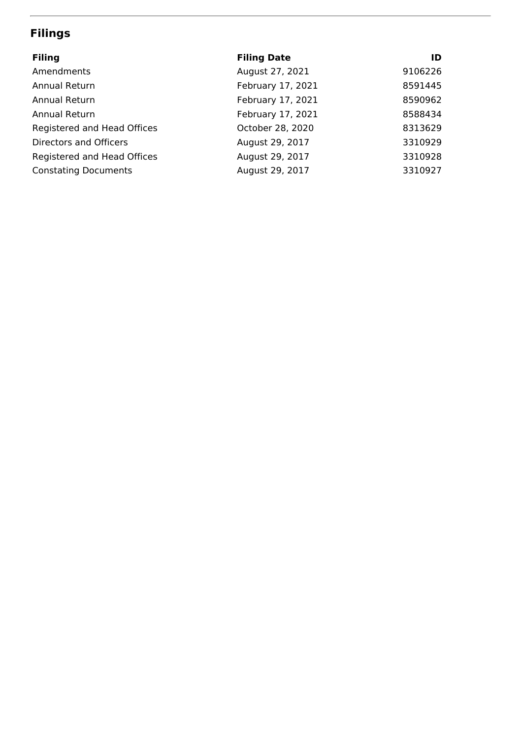## Filings

| Filing | Filing Date | ID |
|---|---|---|
| Amendments | August 27, 2021 | 9106226 |
| Annual Return | February 17, 2021 | 8591445 |
| Annual Return | February 17, 2021 | 8590962 |
| Annual Return | February 17, 2021 | 8588434 |
| Registered and Head Offices | October 28, 2020 | 8313629 |
| Directors and Officers | August 29, 2017 | 3310929 |
| Registered and Head Offices | August 29, 2017 | 3310928 |
| Constating Documents | August 29, 2017 | 3310927 |